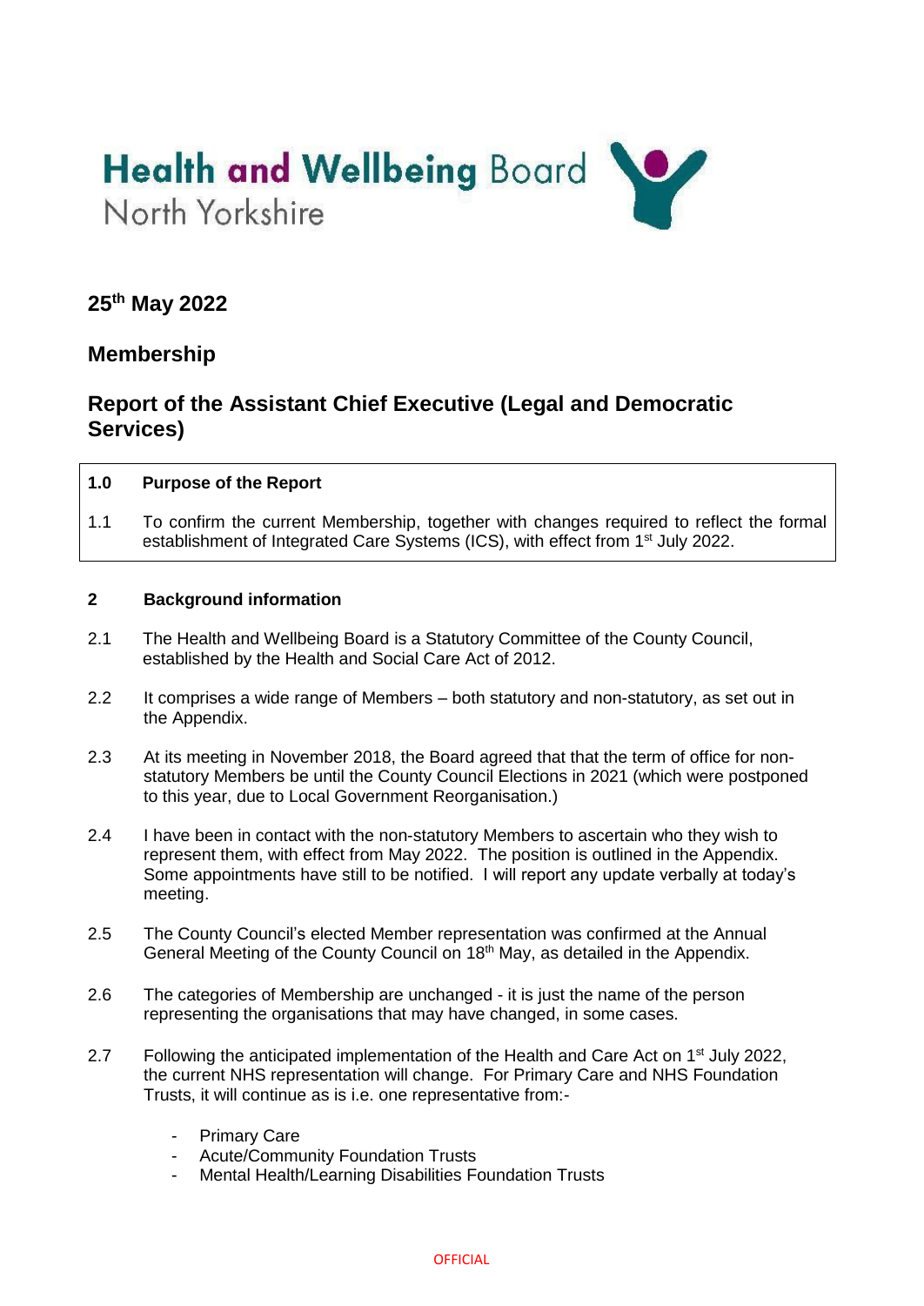# Health and Wellbeing Board
North Yorkshire

## 25th May 2022

## Membership

## Report of the Assistant Chief Executive (Legal and Democratic Services)

**1.0 Purpose of the Report**

1.1 To confirm the current Membership, together with changes required to reflect the formal establishment of Integrated Care Systems (ICS), with effect from 1st July 2022.

**2 Background information**

2.1 The Health and Wellbeing Board is a Statutory Committee of the County Council, established by the Health and Social Care Act of 2012.

2.2 It comprises a wide range of Members – both statutory and non-statutory, as set out in the Appendix.

2.3 At its meeting in November 2018, the Board agreed that that the term of office for non-statutory Members be until the County Council Elections in 2021 (which were postponed to this year, due to Local Government Reorganisation.)

2.4 I have been in contact with the non-statutory Members to ascertain who they wish to represent them, with effect from May 2022. The position is outlined in the Appendix. Some appointments have still to be notified. I will report any update verbally at today's meeting.

2.5 The County Council's elected Member representation was confirmed at the Annual General Meeting of the County Council on 18th May, as detailed in the Appendix.

2.6 The categories of Membership are unchanged - it is just the name of the person representing the organisations that may have changed, in some cases.

2.7 Following the anticipated implementation of the Health and Care Act on 1st July 2022, the current NHS representation will change. For Primary Care and NHS Foundation Trusts, it will continue as is i.e. one representative from:-

- Primary Care
- Acute/Community Foundation Trusts
- Mental Health/Learning Disabilities Foundation Trusts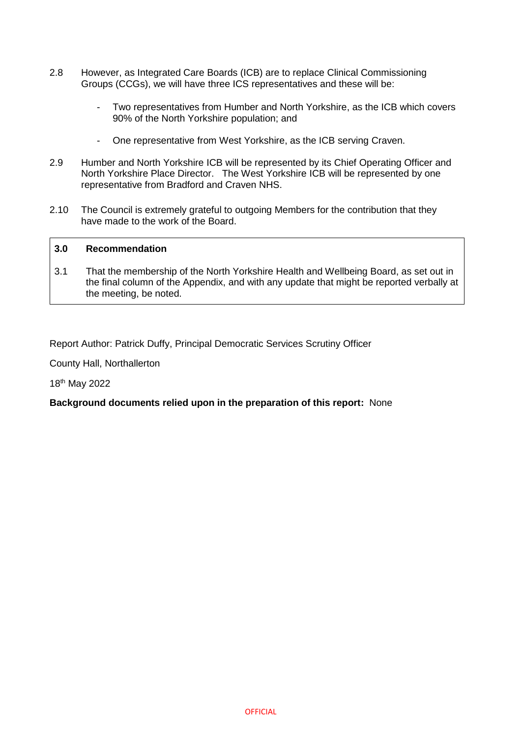2.8 However, as Integrated Care Boards (ICB) are to replace Clinical Commissioning Groups (CCGs), we will have three ICS representatives and these will be:

- Two representatives from Humber and North Yorkshire, as the ICB which covers 90% of the North Yorkshire population; and
- One representative from West Yorkshire, as the ICB serving Craven.

2.9 Humber and North Yorkshire ICB will be represented by its Chief Operating Officer and North Yorkshire Place Director. The West Yorkshire ICB will be represented by one representative from Bradford and Craven NHS.

2.10 The Council is extremely grateful to outgoing Members for the contribution that they have made to the work of the Board.

**3.0 Recommendation**

3.1 That the membership of the North Yorkshire Health and Wellbeing Board, as set out in the final column of the Appendix, and with any update that might be reported verbally at the meeting, be noted.

Report Author: Patrick Duffy, Principal Democratic Services Scrutiny Officer

County Hall, Northallerton

18th May 2022

**Background documents relied upon in the preparation of this report:** None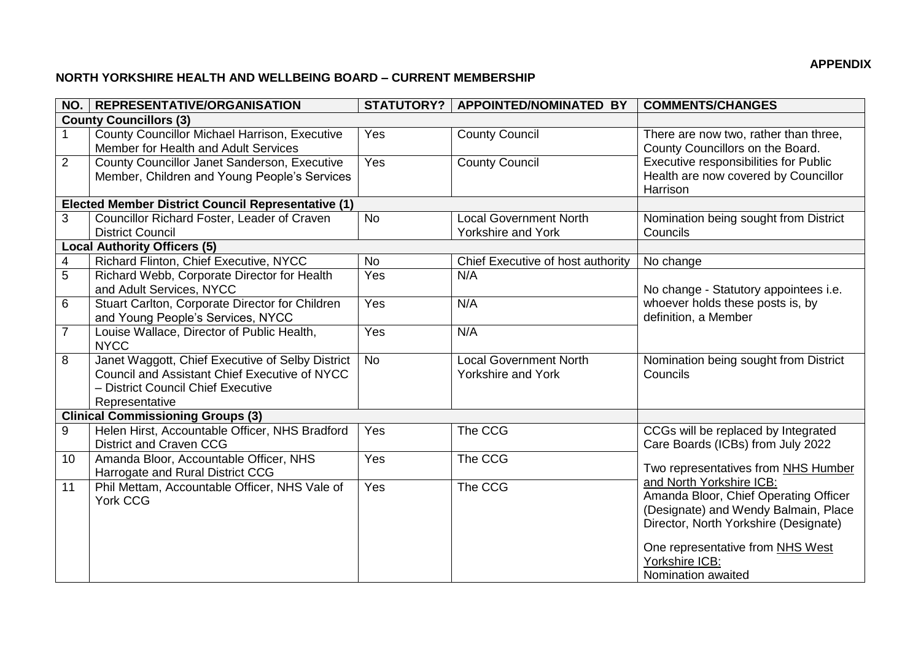**APPENDIX**

## NORTH YORKSHIRE HEALTH AND WELLBEING BOARD – CURRENT MEMBERSHIP

| NO. | REPRESENTATIVE/ORGANISATION | STATUTORY? | APPOINTED/NOMINATED BY | COMMENTS/CHANGES |
|---|---|---|---|---|
| **County Councillors (3)** | | | | |
| 1 | County Councillor Michael Harrison, Executive Member for Health and Adult Services | Yes | County Council | There are now two, rather than three, County Councillors on the Board. Executive responsibilities for Public Health are now covered by Councillor Harrison |
| 2 | County Councillor Janet Sanderson, Executive Member, Children and Young People's Services | Yes | County Council | |
| **Elected Member District Council Representative (1)** | | | | |
| 3 | Councillor Richard Foster, Leader of Craven District Council | No | Local Government North Yorkshire and York | Nomination being sought from District Councils |
| **Local Authority Officers (5)** | | | | |
| 4 | Richard Flinton, Chief Executive, NYCC | No | Chief Executive of host authority | No change |
| 5 | Richard Webb, Corporate Director for Health and Adult Services, NYCC | Yes | N/A | No change - Statutory appointees i.e. whoever holds these posts is, by definition, a Member |
| 6 | Stuart Carlton, Corporate Director for Children and Young People's Services, NYCC | Yes | N/A | |
| 7 | Louise Wallace, Director of Public Health, NYCC | Yes | N/A | |
| 8 | Janet Waggott, Chief Executive of Selby District Council and Assistant Chief Executive of NYCC – District Council Chief Executive Representative | No | Local Government North Yorkshire and York | Nomination being sought from District Councils |
| **Clinical Commissioning Groups (3)** | | | | |
| 9 | Helen Hirst, Accountable Officer, NHS Bradford District and Craven CCG | Yes | The CCG | CCGs will be replaced by Integrated Care Boards (ICBs) from July 2022 |
| 10 | Amanda Bloor, Accountable Officer, NHS Harrogate and Rural District CCG | Yes | The CCG | Two representatives from NHS Humber and North Yorkshire ICB: Amanda Bloor, Chief Operating Officer (Designate) and Wendy Balmain, Place Director, North Yorkshire (Designate)<br><br>One representative from NHS West Yorkshire ICB: Nomination awaited |
| 11 | Phil Mettam, Accountable Officer, NHS Vale of York CCG | Yes | The CCG | |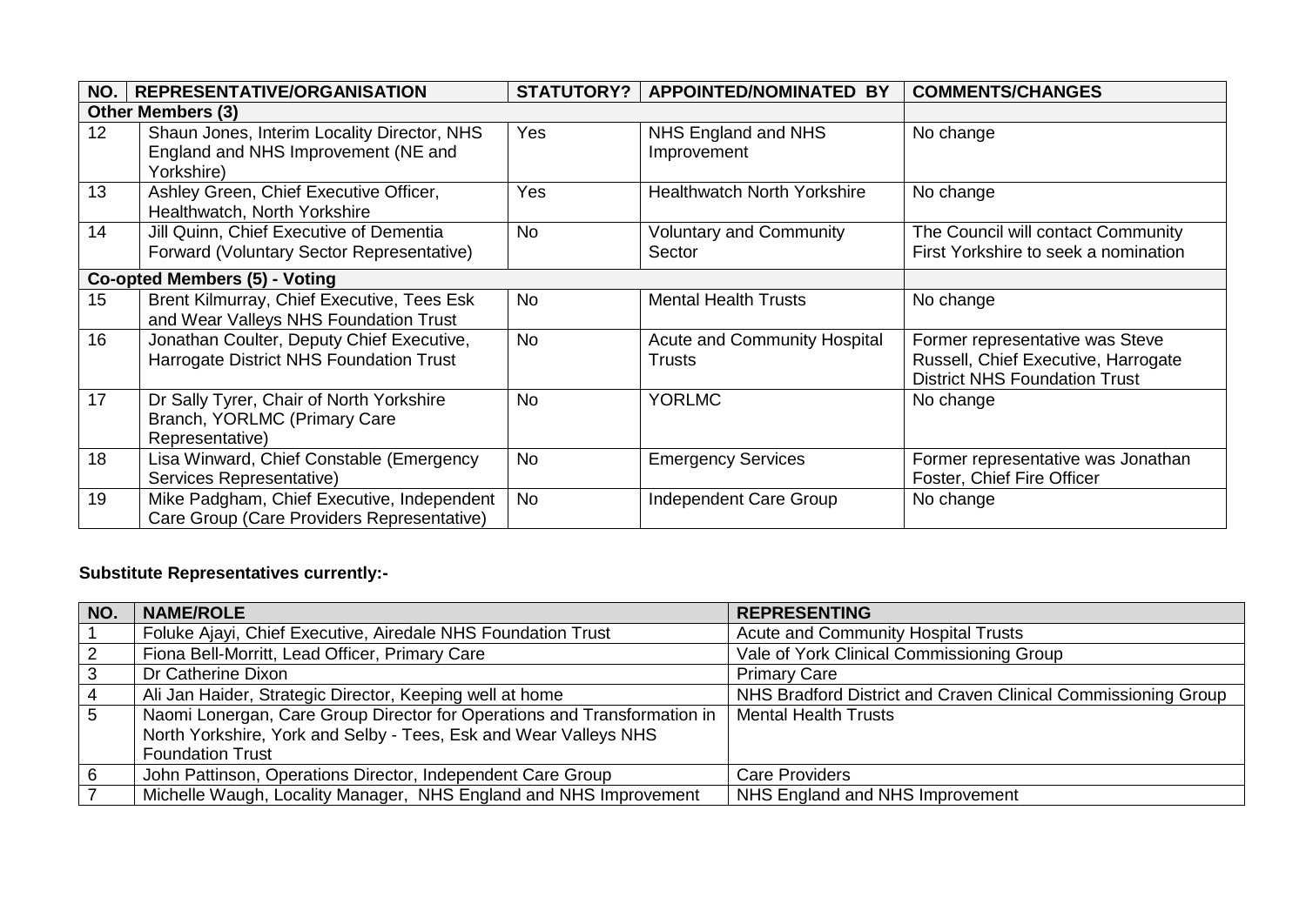| NO. | REPRESENTATIVE/ORGANISATION | STATUTORY? | APPOINTED/NOMINATED BY | COMMENTS/CHANGES |
|---|---|---|---|---|
| **Other Members (3)** | | | | |
| 12 | Shaun Jones, Interim Locality Director, NHS England and NHS Improvement (NE and Yorkshire) | Yes | NHS England and NHS Improvement | No change |
| 13 | Ashley Green, Chief Executive Officer, Healthwatch, North Yorkshire | Yes | Healthwatch North Yorkshire | No change |
| 14 | Jill Quinn, Chief Executive of Dementia Forward (Voluntary Sector Representative) | No | Voluntary and Community Sector | The Council will contact Community First Yorkshire to seek a nomination |
| **Co-opted Members (5) - Voting** | | | | |
| 15 | Brent Kilmurray, Chief Executive, Tees Esk and Wear Valleys NHS Foundation Trust | No | Mental Health Trusts | No change |
| 16 | Jonathan Coulter, Deputy Chief Executive, Harrogate District NHS Foundation Trust | No | Acute and Community Hospital Trusts | Former representative was Steve Russell, Chief Executive, Harrogate District NHS Foundation Trust |
| 17 | Dr Sally Tyrer, Chair of North Yorkshire Branch, YORLMC (Primary Care Representative) | No | YORLMC | No change |
| 18 | Lisa Winward, Chief Constable (Emergency Services Representative) | No | Emergency Services | Former representative was Jonathan Foster, Chief Fire Officer |
| 19 | Mike Padgham, Chief Executive, Independent Care Group (Care Providers Representative) | No | Independent Care Group | No change |

**Substitute Representatives currently:-**

| NO. | NAME/ROLE | REPRESENTING |
|---|---|---|
| 1 | Foluke Ajayi, Chief Executive, Airedale NHS Foundation Trust | Acute and Community Hospital Trusts |
| 2 | Fiona Bell-Morritt, Lead Officer, Primary Care | Vale of York Clinical Commissioning Group |
| 3 | Dr Catherine Dixon | Primary Care |
| 4 | Ali Jan Haider, Strategic Director, Keeping well at home | NHS Bradford District and Craven Clinical Commissioning Group |
| 5 | Naomi Lonergan, Care Group Director for Operations and Transformation in North Yorkshire, York and Selby - Tees, Esk and Wear Valleys NHS Foundation Trust | Mental Health Trusts |
| 6 | John Pattinson, Operations Director, Independent Care Group | Care Providers |
| 7 | Michelle Waugh, Locality Manager, NHS England and NHS Improvement | NHS England and NHS Improvement |